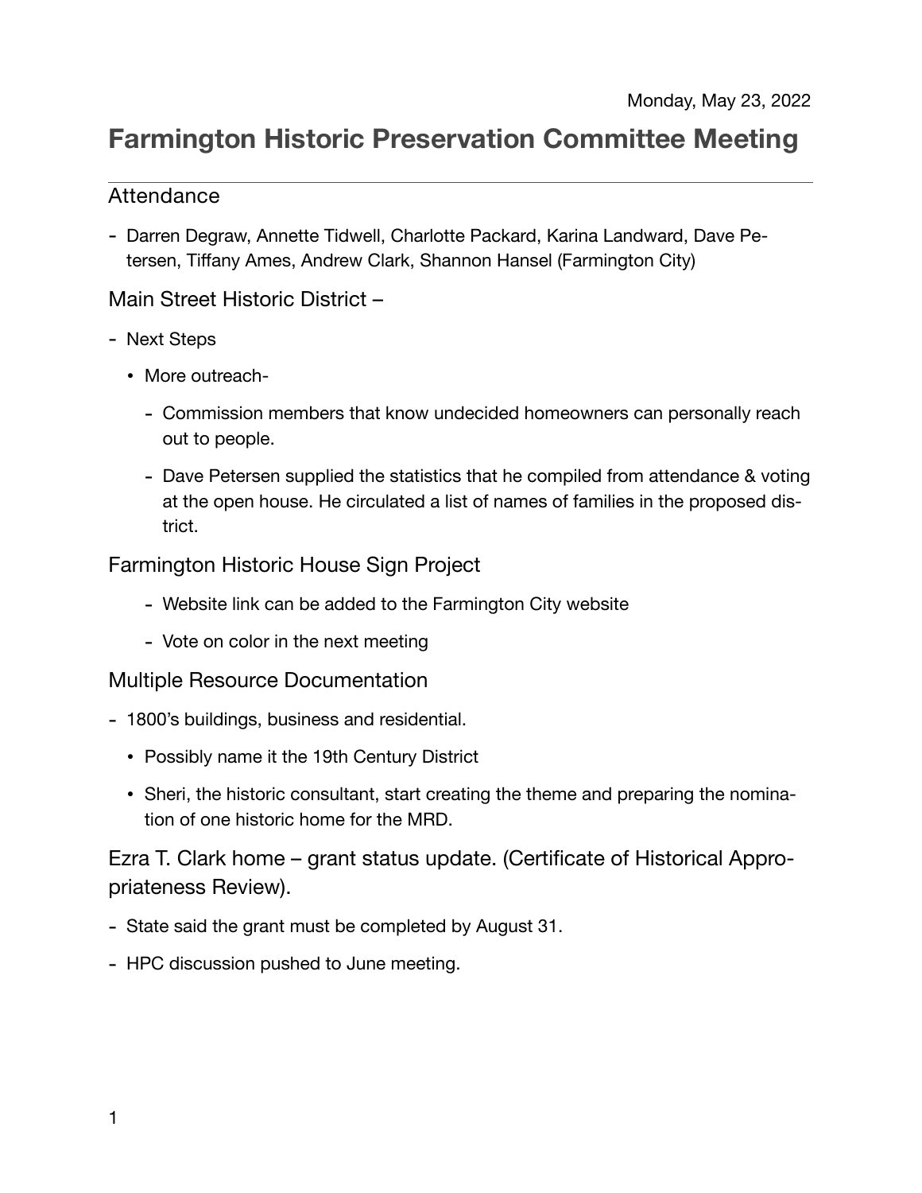Monday, May 23, 2022

# Farmington Historic Preservation Committee Meeting

---

## Attendance

- Darren Degraw, Annette Tidwell, Charlotte Packard, Karina Landward, Dave Petersen, Tiffany Ames, Andrew Clark, Shannon Hansel (Farmington City)

## Main Street Historic District –

- Next Steps
  - More outreach-
    - Commission members that know undecided homeowners can personally reach out to people.
    - Dave Petersen supplied the statistics that he compiled from attendance & voting at the open house. He circulated a list of names of families in the proposed district.

## Farmington Historic House Sign Project

- Website link can be added to the Farmington City website
- Vote on color in the next meeting

## Multiple Resource Documentation

- 1800's buildings, business and residential.
  - Possibly name it the 19th Century District
  - Sheri, the historic consultant, start creating the theme and preparing the nomination of one historic home for the MRD.

## Ezra T. Clark home – grant status update. (Certificate of Historical Appropriateness Review).

- State said the grant must be completed by August 31.
- HPC discussion pushed to June meeting.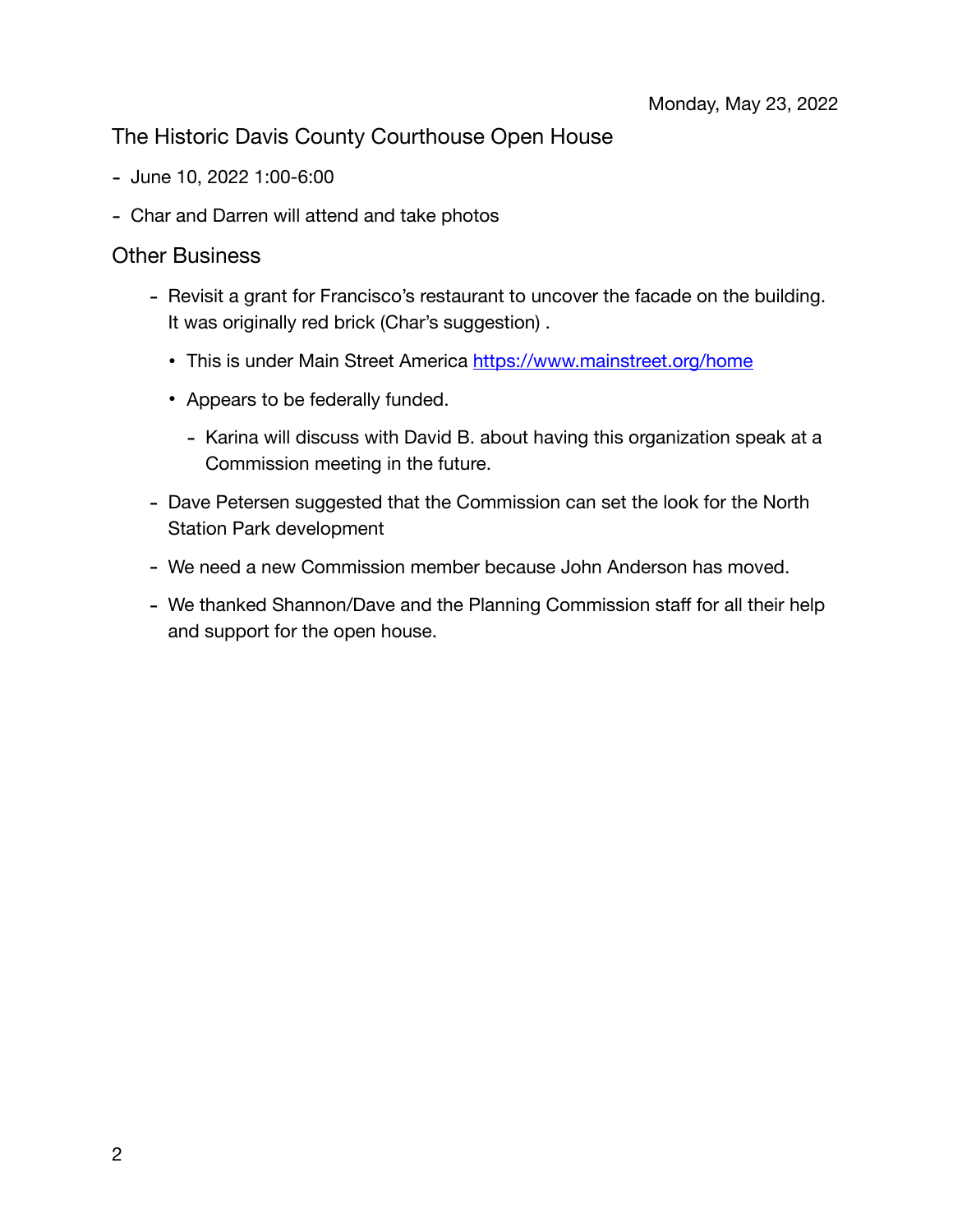Monday, May 23, 2022

## The Historic Davis County Courthouse Open House

- June 10, 2022 1:00-6:00
- Char and Darren will attend and take photos

## Other Business

- Revisit a grant for Francisco's restaurant to uncover the facade on the building. It was originally red brick (Char's suggestion) .
  - This is under Main Street America [https://www.mainstreet.org/home](https://www.mainstreet.org/home)
  - Appears to be federally funded.
    - Karina will discuss with David B. about having this organization speak at a Commission meeting in the future.
- Dave Petersen suggested that the Commission can set the look for the North Station Park development
- We need a new Commission member because John Anderson has moved.
- We thanked Shannon/Dave and the Planning Commission staff for all their help and support for the open house.